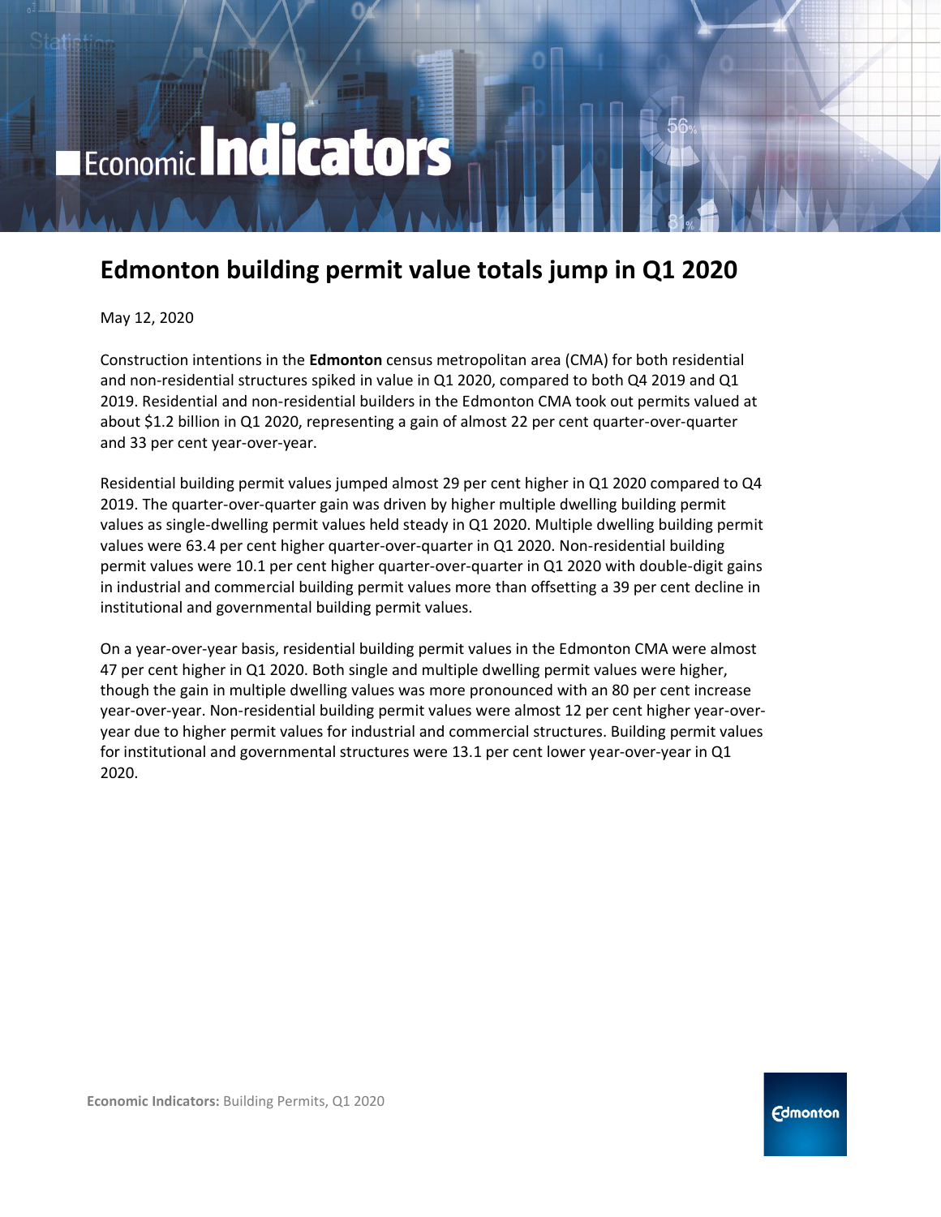# Economic Indicators

## Edmonton building permit value totals jump in Q1 2020

May 12, 2020

Construction intentions in the **Edmonton** census metropolitan area (CMA) for both residential and non-residential structures spiked in value in Q1 2020, compared to both Q4 2019 and Q1 2019. Residential and non-residential builders in the Edmonton CMA took out permits valued at about $1.2 billion in Q1 2020, representing a gain of almost 22 per cent quarter-over-quarter and 33 per cent year-over-year.

Residential building permit values jumped almost 29 per cent higher in Q1 2020 compared to Q4 2019. The quarter-over-quarter gain was driven by higher multiple dwelling building permit values as single-dwelling permit values held steady in Q1 2020. Multiple dwelling building permit values were 63.4 per cent higher quarter-over-quarter in Q1 2020. Non-residential building permit values were 10.1 per cent higher quarter-over-quarter in Q1 2020 with double-digit gains in industrial and commercial building permit values more than offsetting a 39 per cent decline in institutional and governmental building permit values.

On a year-over-year basis, residential building permit values in the Edmonton CMA were almost 47 per cent higher in Q1 2020. Both single and multiple dwelling permit values were higher, though the gain in multiple dwelling values was more pronounced with an 80 per cent increase year-over-year. Non-residential building permit values were almost 12 per cent higher year-over-year due to higher permit values for industrial and commercial structures. Building permit values for institutional and governmental structures were 13.1 per cent lower year-over-year in Q1 2020.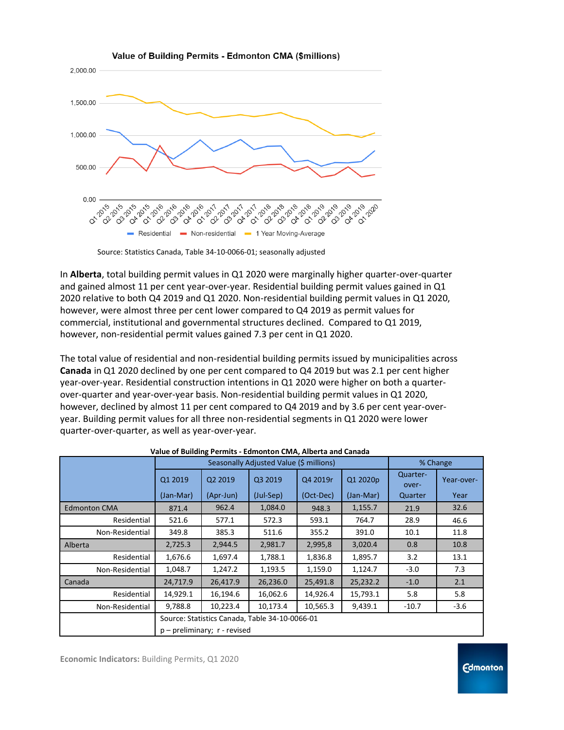**Value of Building Permits - Edmonton CMA ($millions)**

Source: Statistics Canada, Table 34-10-0066-01; seasonally adjusted

In **Alberta**, total building permit values in Q1 2020 were marginally higher quarter-over-quarter and gained almost 11 per cent year-over-year. Residential building permit values gained in Q1 2020 relative to both Q4 2019 and Q1 2020. Non-residential building permit values in Q1 2020, however, were almost three per cent lower compared to Q4 2019 as permit values for commercial, institutional and governmental structures declined. Compared to Q1 2019, however, non-residential permit values gained 7.3 per cent in Q1 2020.

The total value of residential and non-residential building permits issued by municipalities across **Canada** in Q1 2020 declined by one per cent compared to Q4 2019 but was 2.1 per cent higher year-over-year. Residential construction intentions in Q1 2020 were higher on both a quarter-over-quarter and year-over-year basis. Non-residential building permit values in Q1 2020, however, declined by almost 11 per cent compared to Q4 2019 and by 3.6 per cent year-over-year. Building permit values for all three non-residential segments in Q1 2020 were lower quarter-over-quarter, as well as year-over-year.

**Value of Building Permits - Edmonton CMA, Alberta and Canada**

| | Seasonally Adjusted Value ($ millions) | | | | | % Change | |
|---|---|---|---|---|---|---|---|
| | Q1 2019 (Jan-Mar) | Q2 2019 (Apr-Jun) | Q3 2019 (Jul-Sep) | Q4 2019r (Oct-Dec) | Q1 2020p (Jan-Mar) | Quarter-over-Quarter | Year-over-Year |
| Edmonton CMA | 871.4 | 962.4 | 1,084.0 | 948.3 | 1,155.7 | 21.9 | 32.6 |
| Residential | 521.6 | 577.1 | 572.3 | 593.1 | 764.7 | 28.9 | 46.6 |
| Non-Residential | 349.8 | 385.3 | 511.6 | 355.2 | 391.0 | 10.1 | 11.8 |
| Alberta | 2,725.3 | 2,944.5 | 2,981.7 | 2,995,8 | 3,020.4 | 0.8 | 10.8 |
| Residential | 1,676.6 | 1,697.4 | 1,788.1 | 1,836.8 | 1,895.7 | 3.2 | 13.1 |
| Non-Residential | 1,048.7 | 1,247.2 | 1,193.5 | 1,159.0 | 1,124.7 | -3.0 | 7.3 |
| Canada | 24,717.9 | 26,417.9 | 26,236.0 | 25,491.8 | 25,232.2 | -1.0 | 2.1 |
| Residential | 14,929.1 | 16,194.6 | 16,062.6 | 14,926.4 | 15,793.1 | 5.8 | 5.8 |
| Non-Residential | 9,788.8 | 10,223.4 | 10,173.4 | 10,565.3 | 9,439.1 | -10.7 | -3.6 |
| | Source: Statistics Canada, Table 34-10-0066-01 p – preliminary; r - revised | | | | | | |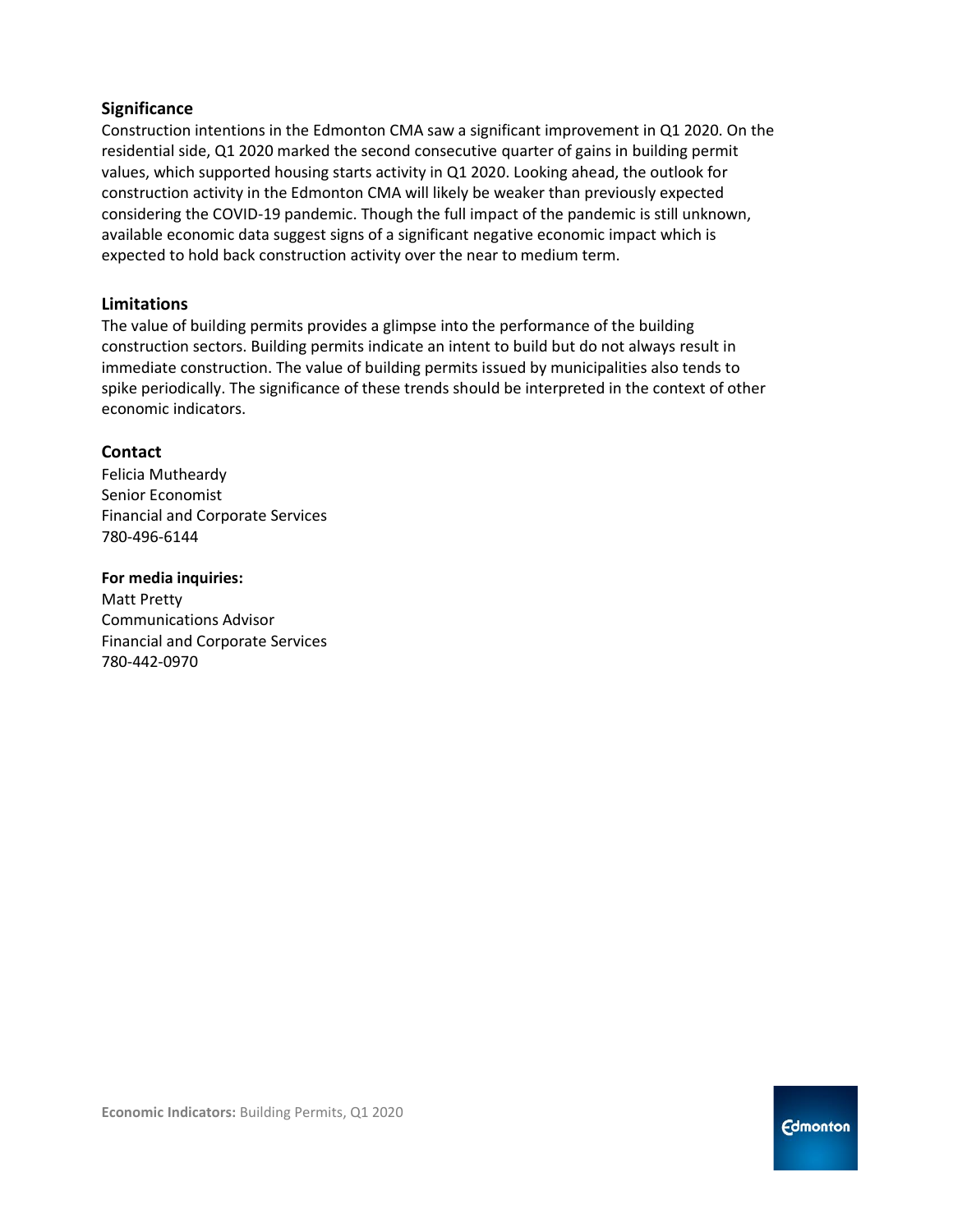## Significance

Construction intentions in the Edmonton CMA saw a significant improvement in Q1 2020. On the residential side, Q1 2020 marked the second consecutive quarter of gains in building permit values, which supported housing starts activity in Q1 2020. Looking ahead, the outlook for construction activity in the Edmonton CMA will likely be weaker than previously expected considering the COVID-19 pandemic. Though the full impact of the pandemic is still unknown, available economic data suggest signs of a significant negative economic impact which is expected to hold back construction activity over the near to medium term.

## Limitations

The value of building permits provides a glimpse into the performance of the building construction sectors. Building permits indicate an intent to build but do not always result in immediate construction. The value of building permits issued by municipalities also tends to spike periodically. The significance of these trends should be interpreted in the context of other economic indicators.

## Contact

Felicia Mutheardy
Senior Economist
Financial and Corporate Services
780-496-6144

**For media inquiries:**
Matt Pretty
Communications Advisor
Financial and Corporate Services
780-442-0970